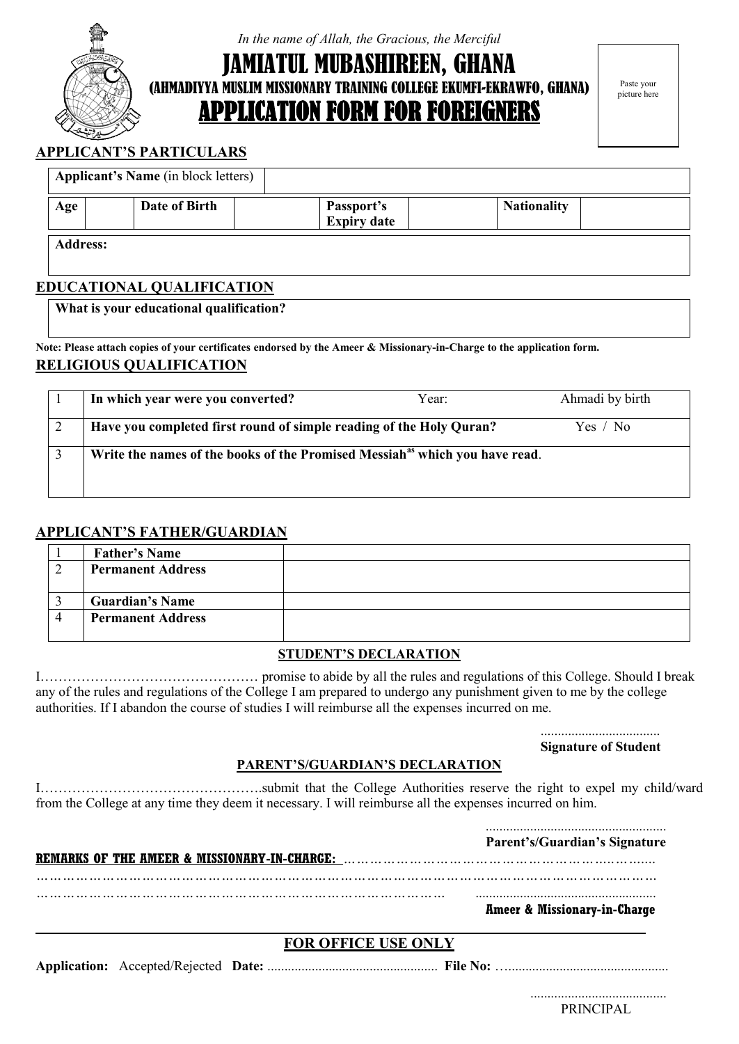*In the name of Allah, the Gracious, the Merciful*

# JAMIATUL MUBASHIREEN, GHANA

**(AHMADIYYA MUSLIM MISSIONARY TRAINING COLLEGE EKUMFI-EKRAWFO, GHANA)**

## APPLICATION FORM FOR FOREIGNERS

Paste your picture here

## APPLICANT'S PARTICULARS

| **Applicant's Name** (in block letters) | | | | | | | |
|---|---|---|---|---|---|---|---|
| **Age** | | **Date of Birth** | | **Passport's Expiry date** | | **Nationality** | |

| **Address:** |
|---|
| |

## EDUCATIONAL QUALIFICATION

| **What is your educational qualification?** |
|---|
| |

**Note: Please attach copies of your certificates endorsed by the Ameer & Missionary-in-Charge to the application form.**

## RELIGIOUS QUALIFICATION

| | | | |
|---|---|---|---|
| 1 | **In which year were you converted?** | Year: | Ahmadi by birth |
| 2 | **Have you completed first round of simple reading of the Holy Quran?** | | Yes / No |
| 3 | **Write the names of the books of the Promised Messiah[as] which you have read**. | | |

## APPLICANT'S FATHER/GUARDIAN

| | | |
|---|---|---|
| 1 | **Father's Name** | |
| 2 | **Permanent Address** | |
| 3 | **Guardian's Name** | |
| 4 | **Permanent Address** | |

### STUDENT'S DECLARATION

I………………………………………… promise to abide by all the rules and regulations of this College. Should I break any of the rules and regulations of the College I am prepared to undergo any punishment given to me by the college authorities. If I abandon the course of studies I will reimburse all the expenses incurred on me.

..................................

**Signature of Student**

### PARENT'S/GUARDIAN'S DECLARATION

I………………………………………….submit that the College Authorities reserve the right to expel my child/ward from the College at any time they deem it necessary. I will reimburse all the expenses incurred on him.

....................................................

**Parent's/Guardian's Signature**

**REMARKS OF THE AMEER & MISSIONARY-IN-CHARGE:** ……………………………………………………………

……………………………………………………………………………………………………………………

…………………………………………………………………………… ....................................................

**Ameer & Missionary-in-Charge**

---

### FOR OFFICE USE ONLY

**Application:** Accepted/Rejected **Date:** ................................................. **File No:** …...............................................

........................................

PRINCIPAL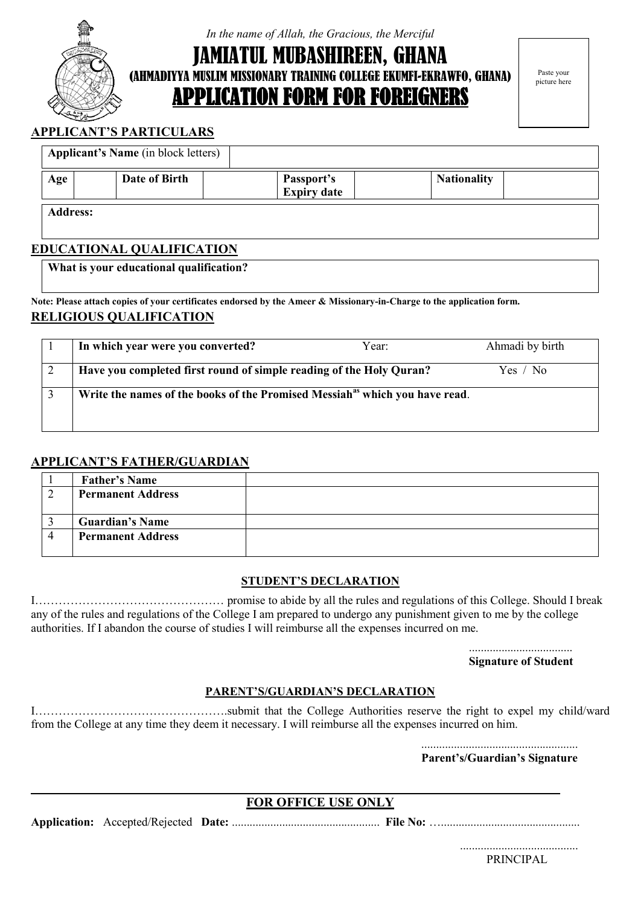*In the name of Allah, the Gracious, the Merciful*

# JAMIATUL MUBASHIREEN, GHANA

## (AHMADIYYA MUSLIM MISSIONARY TRAINING COLLEGE EKUMFI-EKRAWFO, GHANA)

# APPLICATION FORM FOR FOREIGNERS

Paste your picture here

### APPLICANT'S PARTICULARS

| **Applicant's Name** (in block letters) | |
|---|---|

| **Age** | | **Date of Birth** | | **Passport's Expiry date** | | **Nationality** | |
|---|---|---|---|---|---|---|---|

| **Address:** |
|---|
| |

### EDUCATIONAL QUALIFICATION

| **What is your educational qualification?** |
|---|
| |

**Note: Please attach copies of your certificates endorsed by the Ameer & Missionary-in-Charge to the application form.**

### RELIGIOUS QUALIFICATION

| | | | |
|---|---|---|---|
| 1 | **In which year were you converted?** | Year: | Ahmadi by birth |
| 2 | **Have you completed first round of simple reading of the Holy Quran?** | | Yes / No |
| 3 | **Write the names of the books of the Promised Messiah[as] which you have read**. | | |

### APPLICANT'S FATHER/GUARDIAN

| | | |
|---|---|---|
| 1 | **Father's Name** | |
| 2 | **Permanent Address** | |
| 3 | **Guardian's Name** | |
| 4 | **Permanent Address** | |

### STUDENT'S DECLARATION

I………………………………………… promise to abide by all the rules and regulations of this College. Should I break any of the rules and regulations of the College I am prepared to undergo any punishment given to me by the college authorities. If I abandon the course of studies I will reimburse all the expenses incurred on me.

...................................
**Signature of Student**

### PARENT'S/GUARDIAN'S DECLARATION

I………………………………………….submit that the College Authorities reserve the right to expel my child/ward from the College at any time they deem it necessary. I will reimburse all the expenses incurred on him.

....................................................
**Parent's/Guardian's Signature**

---

### FOR OFFICE USE ONLY

**Application:** Accepted/Rejected **Date:** ................................................. **File No:** …..............................................

.......................................
PRINCIPAL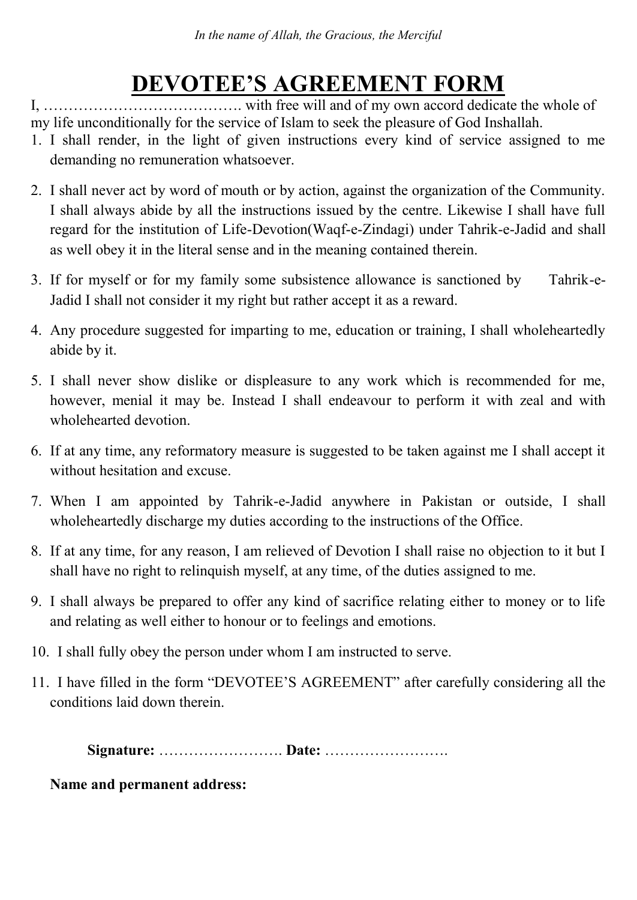*In the name of Allah, the Gracious, the Merciful*

# DEVOTEE'S AGREEMENT FORM

I, …………………………………. with free will and of my own accord dedicate the whole of my life unconditionally for the service of Islam to seek the pleasure of God Inshallah.

1. I shall render, in the light of given instructions every kind of service assigned to me demanding no remuneration whatsoever.

2. I shall never act by word of mouth or by action, against the organization of the Community. I shall always abide by all the instructions issued by the centre. Likewise I shall have full regard for the institution of Life-Devotion(Waqf-e-Zindagi) under Tahrik-e-Jadid and shall as well obey it in the literal sense and in the meaning contained therein.

3. If for myself or for my family some subsistence allowance is sanctioned by Tahrik-e-Jadid I shall not consider it my right but rather accept it as a reward.

4. Any procedure suggested for imparting to me, education or training, I shall wholeheartedly abide by it.

5. I shall never show dislike or displeasure to any work which is recommended for me, however, menial it may be. Instead I shall endeavour to perform it with zeal and with wholehearted devotion.

6. If at any time, any reformatory measure is suggested to be taken against me I shall accept it without hesitation and excuse.

7. When I am appointed by Tahrik-e-Jadid anywhere in Pakistan or outside, I shall wholeheartedly discharge my duties according to the instructions of the Office.

8. If at any time, for any reason, I am relieved of Devotion I shall raise no objection to it but I shall have no right to relinquish myself, at any time, of the duties assigned to me.

9. I shall always be prepared to offer any kind of sacrifice relating either to money or to life and relating as well either to honour or to feelings and emotions.

10. I shall fully obey the person under whom I am instructed to serve.

11. I have filled in the form "DEVOTEE'S AGREEMENT" after carefully considering all the conditions laid down therein.

**Signature:** ……………………. **Date:** …………………….

**Name and permanent address:**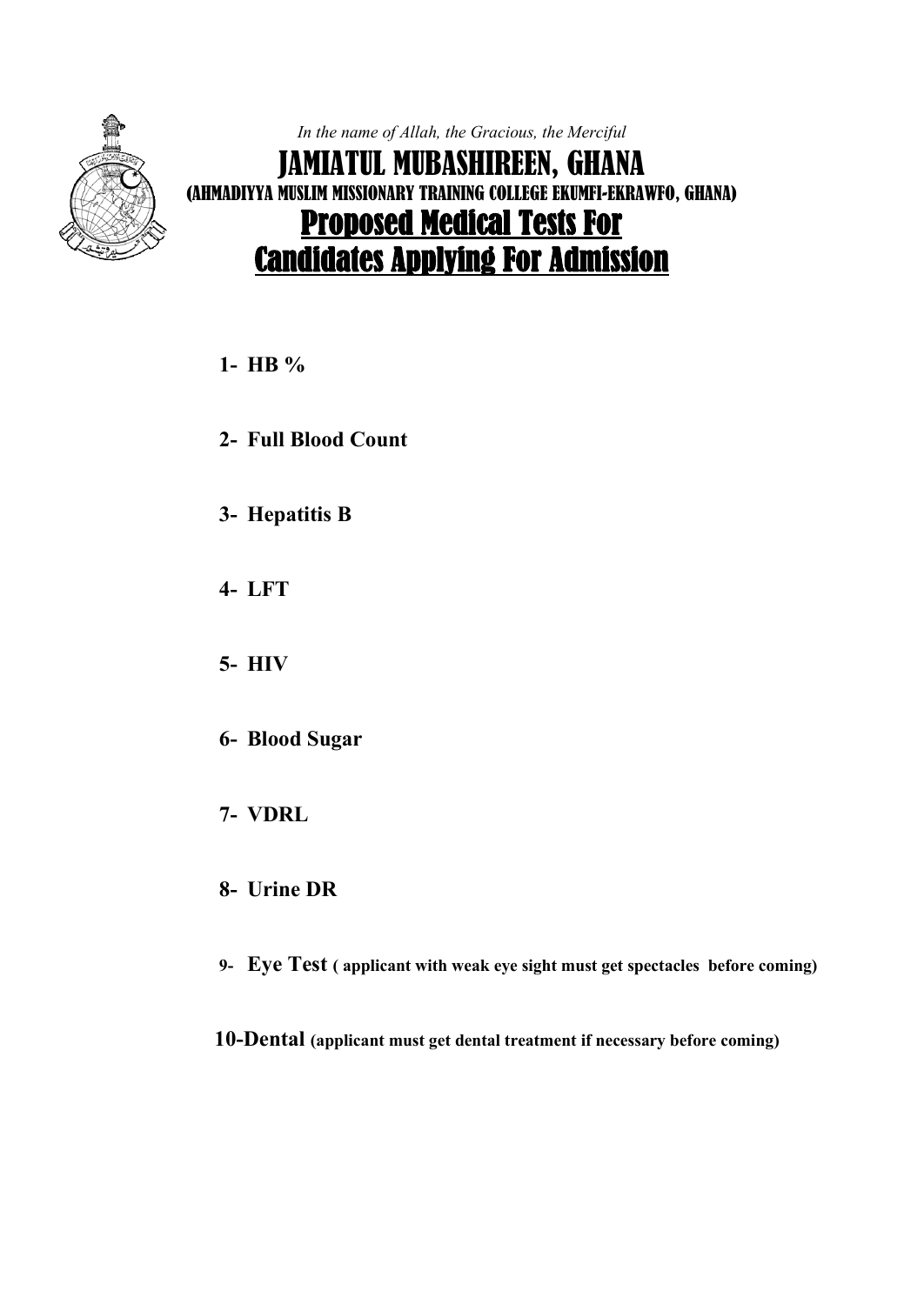*In the name of Allah, the Gracious, the Merciful*

# JAMIATUL MUBASHIREEN, GHANA

## (AHMADIYYA MUSLIM MISSIONARY TRAINING COLLEGE EKUMFI-EKRAWFO, GHANA)

## Proposed Medical Tests For Candidates Applying For Admission

1- **HB %**

2- **Full Blood Count**

3- **Hepatitis B**

4- **LFT**

5- **HIV**

6- **Blood Sugar**

7- **VDRL**

8- **Urine DR**

9- **Eye Test ( applicant with weak eye sight must get spectacles before coming)**

10-**Dental (applicant must get dental treatment if necessary before coming)**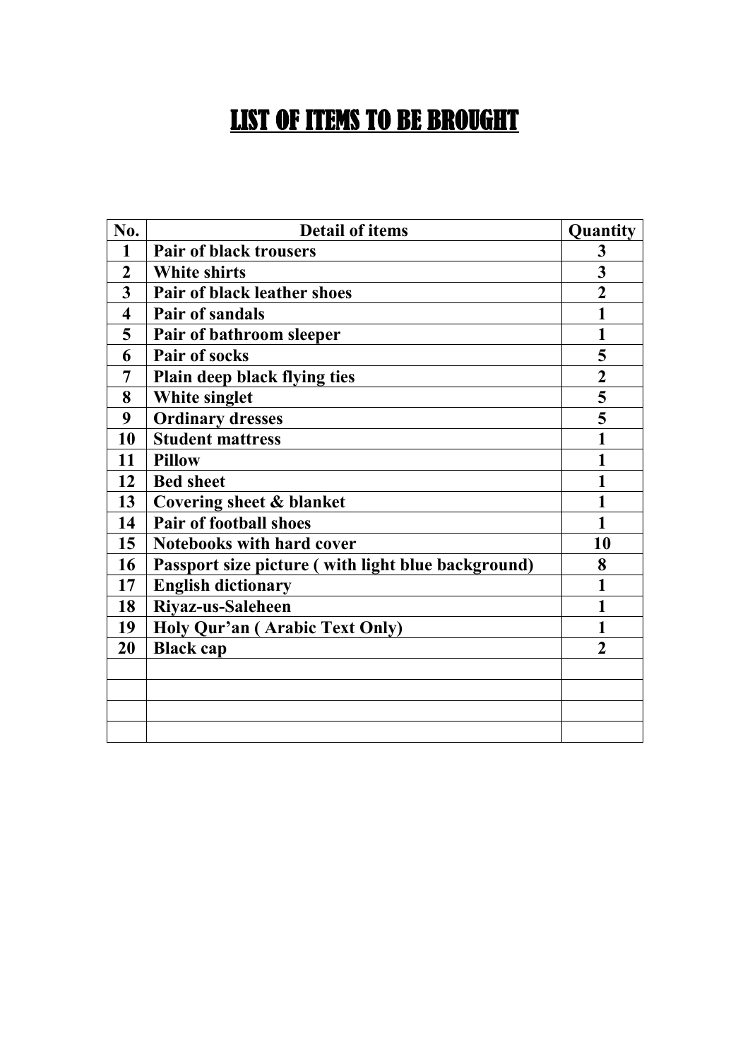# LIST OF ITEMS TO BE BROUGHT

| No. | Detail of items | Quantity |
|---|---|---|
| 1 | Pair of black trousers | 3 |
| 2 | White shirts | 3 |
| 3 | Pair of black leather shoes | 2 |
| 4 | Pair of sandals | 1 |
| 5 | Pair of bathroom sleeper | 1 |
| 6 | Pair of socks | 5 |
| 7 | Plain deep black flying ties | 2 |
| 8 | White singlet | 5 |
| 9 | Ordinary dresses | 5 |
| 10 | Student mattress | 1 |
| 11 | Pillow | 1 |
| 12 | Bed sheet | 1 |
| 13 | Covering sheet & blanket | 1 |
| 14 | Pair of football shoes | 1 |
| 15 | Notebooks with hard cover | 10 |
| 16 | Passport size picture ( with light blue background) | 8 |
| 17 | English dictionary | 1 |
| 18 | Riyaz-us-Saleheen | 1 |
| 19 | Holy Qur'an ( Arabic Text Only) | 1 |
| 20 | Black cap | 2 |
| | | |
| | | |
| | | |
| | | |